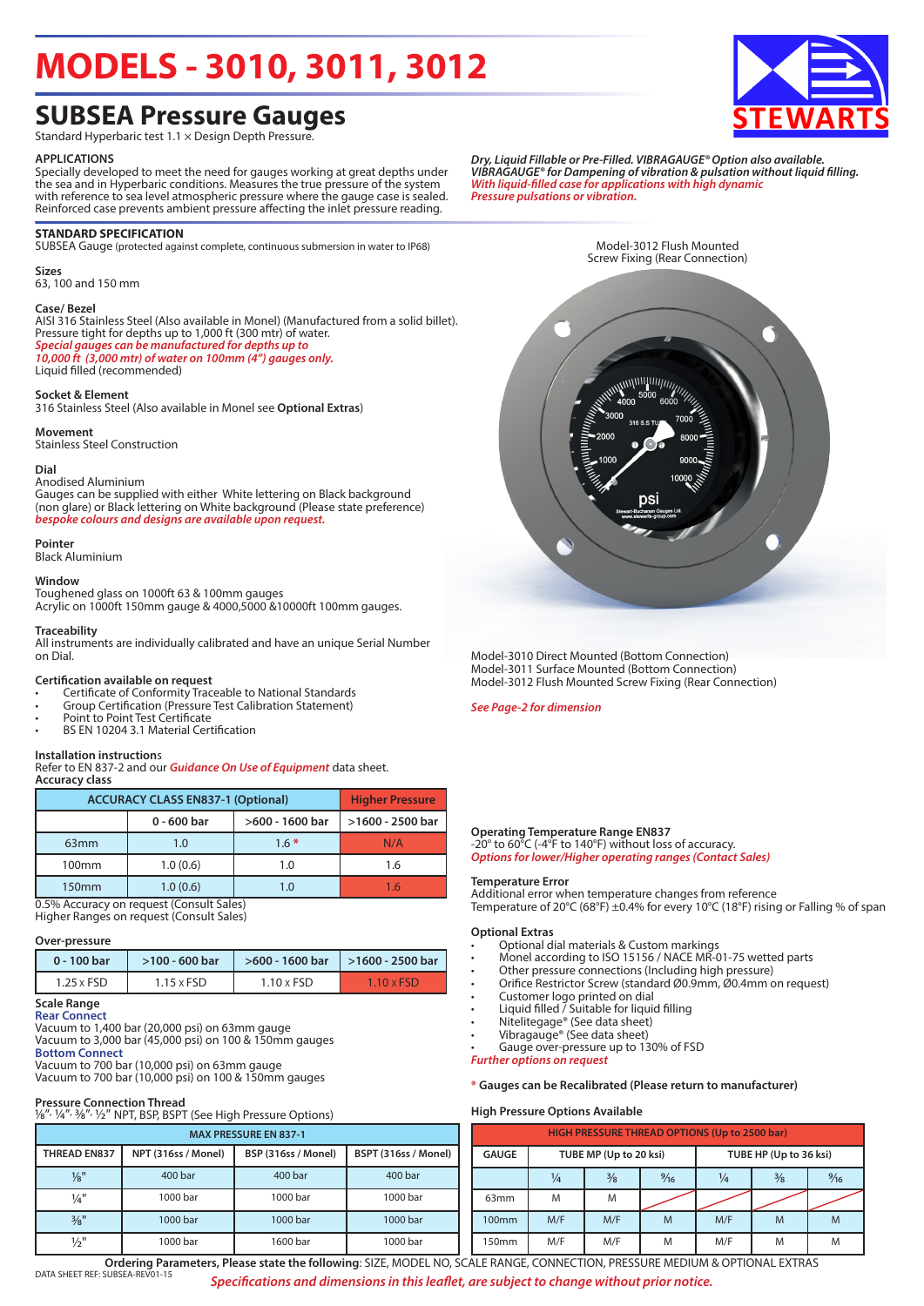# MODELS - 3010, 3011, 3012

## SUBSEA Pressure Gauges

Standard Hyperbaric test 1.1 × Design Depth Pressure.

### APPLICATIONS

Specially developed to meet the need for gauges working at great depths under the sea and in Hyperbaric conditions. Measures the true pressure of the system with reference to sea level atmospheric pressure where the gauge case is sealed. Reinforced case prevents ambient pressure affecting the inlet pressure reading.

*Dry, Liquid Fillable or Pre-Filled. VIBRAGAUGE® Option also available. VIBRAGAUGE® for Dampening of vibration & pulsation without liquid filling. With liquid-filled case for applications with high dynamic Pressure pulsations or vibration.*

### STANDARD SPECIFICATION

SUBSEA Gauge (protected against complete, continuous submersion in water to IP68)

**Sizes**
63, 100 and 150 mm

**Case/ Bezel**
AISI 316 Stainless Steel (Also available in Monel) (Manufactured from a solid billet).
Pressure tight for depths up to 1,000 ft (300 mtr) of water.
*Special gauges can be manufactured for depths up to 10,000 ft (3,000 mtr) of water on 100mm (4") gauges only.*
Liquid filled (recommended)

**Socket & Element**
316 Stainless Steel (Also available in Monel see **Optional Extras**)

**Movement**
Stainless Steel Construction

**Dial**
Anodised Aluminium
Gauges can be supplied with either White lettering on Black background (non glare) or Black lettering on White background (Please state preference)
*bespoke colours and designs are available upon request.*

**Pointer**
Black Aluminium

**Window**
Toughened glass on 1000ft 63 & 100mm gauges
Acrylic on 1000ft 150mm gauge & 4000,5000 &10000ft 100mm gauges.

**Traceability**
All instruments are individually calibrated and have an unique Serial Number on Dial.

**Certification available on request**
- Certificate of Conformity Traceable to National Standards
- Group Certification (Pressure Test Calibration Statement)
- Point to Point Test Certificate
- BS EN 10204 3.1 Material Certification

**Installation instructions**
Refer to EN 837-2 and our ***Guidance On Use of Equipment*** data sheet.

Model-3012 Flush Mounted
Screw Fixing (Rear Connection)

Model-3010 Direct Mounted (Bottom Connection)
Model-3011 Surface Mounted (Bottom Connection)
Model-3012 Flush Mounted Screw Fixing (Rear Connection)

*See Page-2 for dimension*

**Accuracy class**

| ACCURACY CLASS EN837-1 (Optional) | | | Higher Pressure |
|---|---|---|---|
| | 0 - 600 bar | >600 - 1600 bar | >1600 - 2500 bar |
| 63mm | 1.0 | 1.6 * | N/A |
| 100mm | 1.0 (0.6) | 1.0 | 1.6 |
| 150mm | 1.0 (0.6) | 1.0 | 1.6 |

0.5% Accuracy on request (Consult Sales)
Higher Ranges on request (Consult Sales)

**Over-pressure**

| 0 - 100 bar | >100 - 600 bar | >600 - 1600 bar | >1600 - 2500 bar |
|---|---|---|---|
| 1.25 x FSD | 1.15 x FSD | 1.10 x FSD | 1.10 x FSD |

**Scale Range**
Rear Connect
Vacuum to 1,400 bar (20,000 psi) on 63mm gauge
Vacuum to 3,000 bar (45,000 psi) on 100 & 150mm gauges
Bottom Connect
Vacuum to 700 bar (10,000 psi) on 63mm gauge
Vacuum to 700 bar (10,000 psi) on 100 & 150mm gauges

**Pressure Connection Thread**
⅛", ¼", ⅜", ½" NPT, BSP, BSPT (See High Pressure Options)

| MAX PRESSURE EN 837-1 | | | |
|---|---|---|---|
| THREAD EN837 | NPT (316ss / Monel) | BSP (316ss / Monel) | BSPT (316ss / Monel) |
| ⅛" | 400 bar | 400 bar | 400 bar |
| ¼" | 1000 bar | 1000 bar | 1000 bar |
| ⅜" | 1000 bar | 1000 bar | 1000 bar |
| ½" | 1000 bar | 1600 bar | 1000 bar |

**Operating Temperature Range EN837**
-20° to 60°C (-4°F to 140°F) without loss of accuracy.
*Options for lower/higher operating ranges (Contact Sales)*

**Temperature Error**
Additional error when temperature changes from reference Temperature of 20°C (68°F) ±0.4% for every 10°C (18°F) rising or Falling % of span

**Optional Extras**
- Optional dial materials & Custom markings
- Monel according to ISO 15156 / NACE MR-01-75 wetted parts
- Other pressure connections (Including high pressure)
- Orifice Restrictor Screw (standard Ø0.9mm, Ø0.4mm on request)
- Customer logo printed on dial
- Liquid filled / Suitable for liquid filling
- Nitelitegage® (See data sheet)
- Vibragauge® (See data sheet)
- Gauge over-pressure up to 130% of FSD

*Further options on request*

**\* Gauges can be Recalibrated (Please return to manufacturer)**

**High Pressure Options Available**

| HIGH PRESSURE THREAD OPTIONS (Up to 2500 bar) | | | | | | |
|---|---|---|---|---|---|---|
| GAUGE | TUBE MP (Up to 20 ksi) | | | TUBE HP (Up to 36 ksi) | | |
| | ¼ | ⅜ | 9⁄16 | ¼ | ⅜ | 9⁄16 |
| 63mm | M | M | | | | |
| 100mm | M/F | M/F | M | M/F | M | M |
| 150mm | M/F | M/F | M | M/F | M | M |

**Ordering Parameters, Please state the following**: SIZE, MODEL NO, SCALE RANGE, CONNECTION, PRESSURE MEDIUM & OPTIONAL EXTRAS

DATA SHEET REF: SUBSEA-REV01-15

*Specifications and dimensions in this leaflet, are subject to change without prior notice.*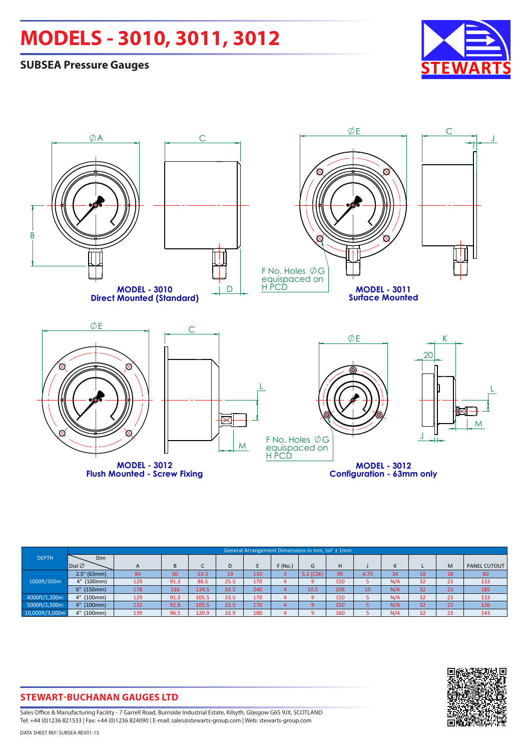# MODELS - 3010, 3011, 3012

## SUBSEA Pressure Gauges

ØA

C

B

D

**MODEL - 3010**
**Direct Mounted (Standard)**

ØE

C

J

F No. Holes ØG equispaced on H PCD

**MODEL - 3011**
**Surface Mounted**

ØE

C

L

M

**MODEL - 3012**
**Flush Mounted - Screw Fixing**

ØE

K

20

L

M

J

F No. Holes ØG equispaced on H PCD

**MODEL - 3012**
**Configuration - 63mm only**

| DEPTH | Dim / Dial Ø | General Arrangement Dimensions in mm, tol' ± 1mm | | | | | | | | | | | | |
|---|---|---|---|---|---|---|---|---|---|---|---|---|---|---|
| | | A | B | C | D | E | F (No.) | G | H | J | K | L | M | PANEL CUTOUT |
| 1000ft/300m | 2.5" (63mm) | 84 | 50 | 53.3 | 19 | 110 | 3 | 5.2 (CSK) | 95 | 4.75 | 34 | 18 | 18 | 80 |
| | 4" (100mm) | 129 | 91.3 | 86.5 | 25.5 | 170 | 4 | 9 | 150 | 5 | N/A | 32 | 23 | 133 |
| | 6" (150mm) | 178 | 116 | 134.5 | 33.5 | 240 | 4 | 10.5 | 208 | 10 | N/A | 32 | 23 | 185 |
| 4000ft/1,200m | 4" (100mm) | 129 | 91.3 | 105.5 | 33.5 | 170 | 4 | 9 | 150 | 5 | N/A | 32 | 23 | 133 |
| 5000ft/1,500m | 4" (100mm) | 132 | 92.8 | 105.5 | 33.5 | 170 | 4 | 9 | 150 | 5 | N/A | 32 | 23 | 136 |
| 10,000ft/3,000m | 4" (100mm) | 139 | 96.5 | 120.9 | 33.9 | 180 | 4 | 9 | 160 | 5 | N/A | 32 | 23 | 143 |

**STEWART-BUCHANAN GAUGES LTD**

Sales Office & Manufacturing Facility - 7 Garrell Road, Burnside Industrial Estate, Kilsyth, Glasgow G65 9JX, SCOTLAND
Tel: +44 (0)1236 821533 | Fax: +44 (0)1236 824090 | E-mail: sales@stewarts-group.com | Web: stewarts-group.com

DATA SHEET REF: SUBSEA-REV01-15